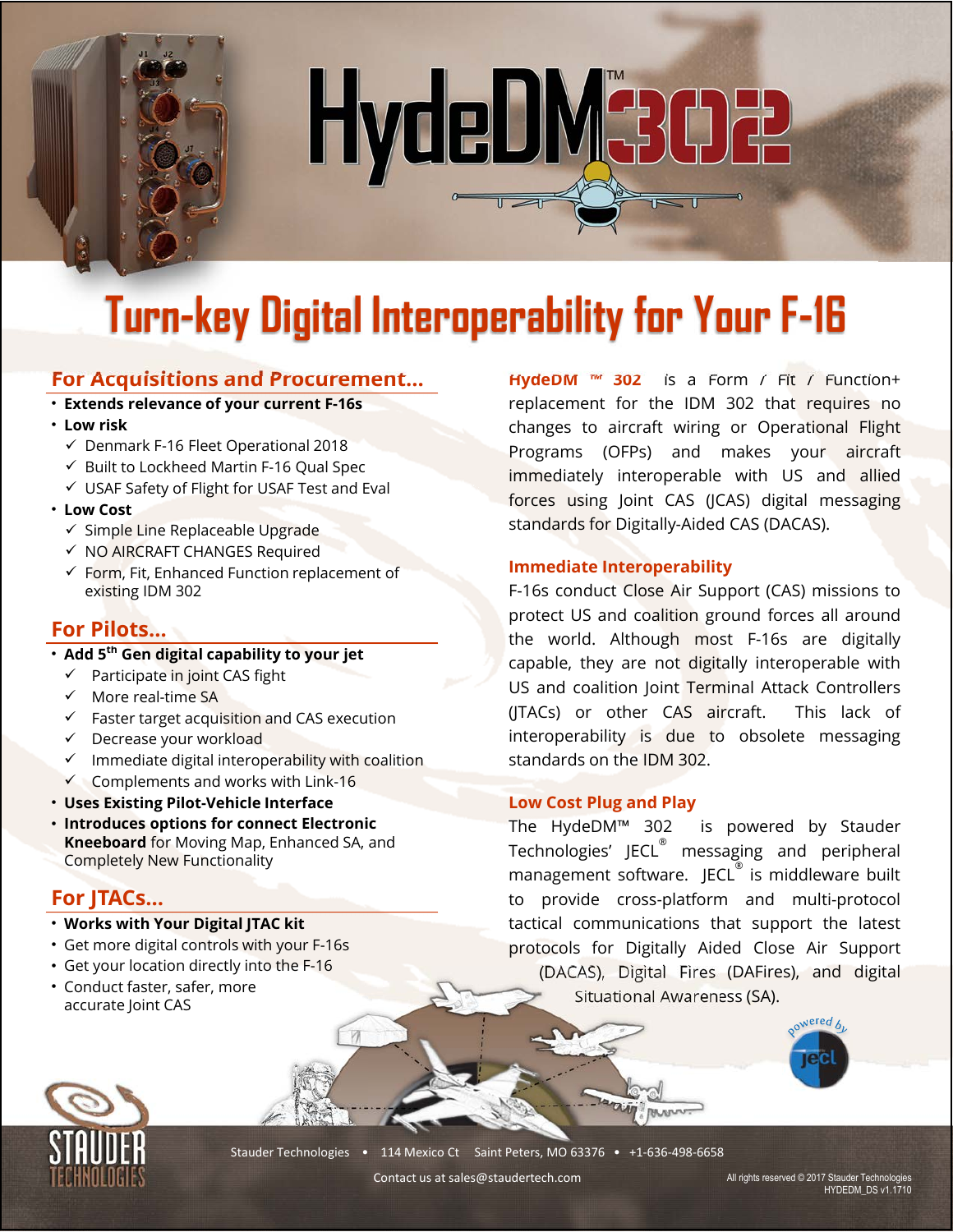# HydeDM™ 302

## Turn-key Digital Interoperability for Your F-16

### For Acquisitions and Procurement...

- **Extends relevance of your current F-16s**
- **Low risk**
  - ✓ Denmark F-16 Fleet Operational 2018
  - ✓ Built to Lockheed Martin F-16 Qual Spec
  - ✓ USAF Safety of Flight for USAF Test and Eval
- **Low Cost**
  - ✓ Simple Line Replaceable Upgrade
  - ✓ NO AIRCRAFT CHANGES Required
  - ✓ Form, Fit, Enhanced Function replacement of existing IDM 302

### For Pilots...

- **Add 5th Gen digital capability to your jet**
  - ✓ Participate in joint CAS fight
  - ✓ More real-time SA
  - ✓ Faster target acquisition and CAS execution
  - ✓ Decrease your workload
  - ✓ Immediate digital interoperability with coalition
  - ✓ Complements and works with Link-16
- **Uses Existing Pilot-Vehicle Interface**
- **Introduces options for connect Electronic Kneeboard** for Moving Map, Enhanced SA, and Completely New Functionality

### For JTACs...

- **Works with Your Digital JTAC kit**
- Get more digital controls with your F-16s
- Get your location directly into the F-16
- Conduct faster, safer, more accurate Joint CAS

**HydeDM ™ 302** is a Form / Fit / Function+ replacement for the IDM 302 that requires no changes to aircraft wiring or Operational Flight Programs (OFPs) and makes your aircraft immediately interoperable with US and allied forces using Joint CAS (JCAS) digital messaging standards for Digitally-Aided CAS (DACAS).

### Immediate Interoperability

F-16s conduct Close Air Support (CAS) missions to protect US and coalition ground forces all around the world. Although most F-16s are digitally capable, they are not digitally interoperable with US and coalition Joint Terminal Attack Controllers (JTACs) or other CAS aircraft. This lack of interoperability is due to obsolete messaging standards on the IDM 302.

### Low Cost Plug and Play

The HydeDM™ 302 is powered by Stauder Technologies' JECL® messaging and peripheral management software. JECL® is middleware built to provide cross-platform and multi-protocol tactical communications that support the latest protocols for Digitally Aided Close Air Support (DACAS), Digital Fires (DAFires), and digital Situational Awareness (SA).

powered by jecl

Stauder Technologies • 114 Mexico Ct Saint Peters, MO 63376 • +1-636-498-6658

Contact us at sales@staudertech.com

All rights reserved © 2017 Stauder Technologies
HYDEDM_DS v1.1710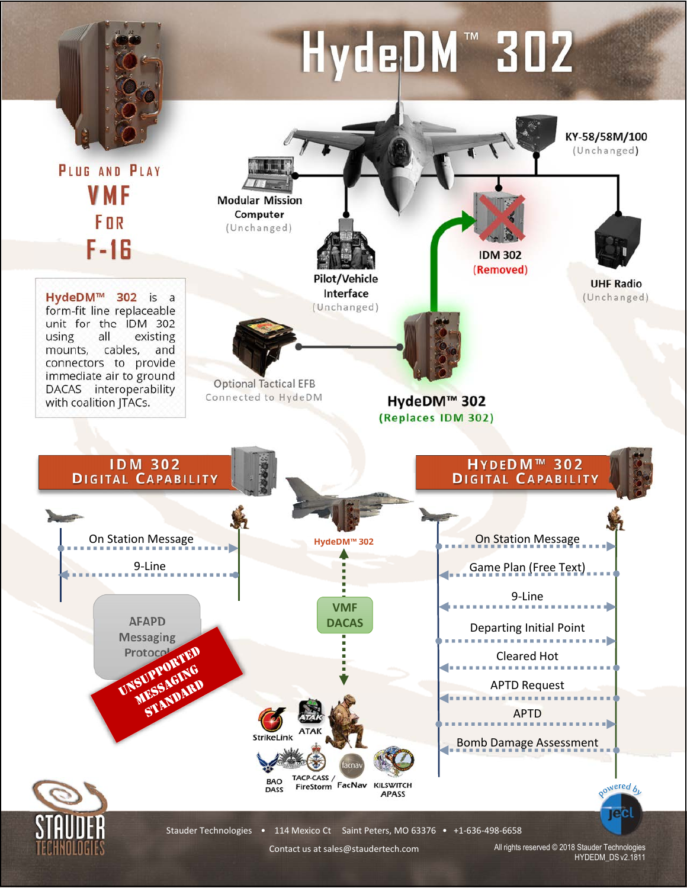# HydeDM™ 302

## Plug and Play VMF For F-16

HydeDM™ 302 is a form-fit line replaceable unit for the IDM 302 using all existing mounts, cables, and connectors to provide immediate air to ground DACAS interoperability with coalition JTACs.

Modular Mission Computer (Unchanged)

Pilot/Vehicle Interface (Unchanged)

KY-58/58M/100 (Unchanged)

IDM 302 (Removed)

UHF Radio (Unchanged)

Optional Tactical EFB Connected to HydeDM

HydeDM™ 302 (Replaces IDM 302)

## IDM 302 Digital Capability

On Station Message

9-Line

AFAPD Messaging Protocol

UNSUPPORTED MESSAGING STANDARD

HydeDM™ 302

VMF DACAS

StrikeLink

ATAK

BAO DASS

TACP-CASS / FireStorm

FacNav

KILSWITCH APASS

## HydeDM™ 302 Digital Capability

On Station Message

Game Plan (Free Text)

9-Line

Departing Initial Point

Cleared Hot

APTD Request

APTD

Bomb Damage Assessment

powered by Jecl

Stauder Technologies

Stauder Technologies • 114 Mexico Ct Saint Peters, MO 63376 • +1-636-498-6658

Contact us at sales@staudertech.com

All rights reserved © 2018 Stauder Technologies
HYDEDM_DS v2.1811